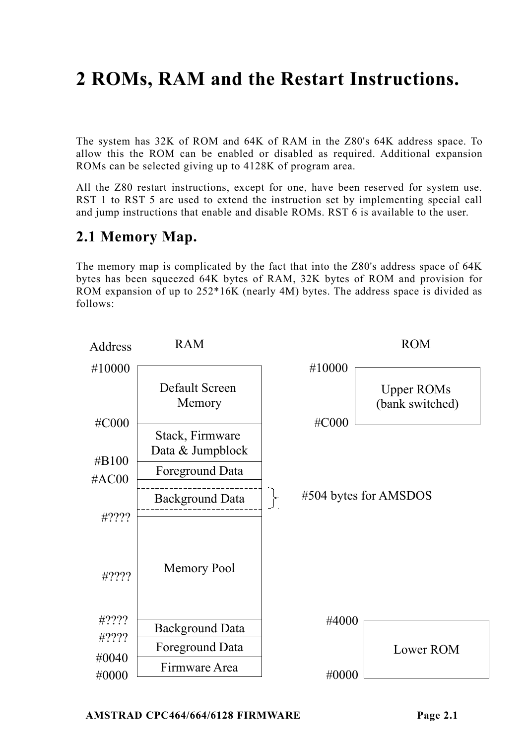# 2 ROMs, RAM and the Restart Instructions.

The system has 32K of ROM and 64K of RAM in the Z80's 64K address space. To allow this the ROM can be enabled or disabled as required. Additional expansion ROMs can be selected giving up to 4128K of program area.

All the Z80 restart instructions, except for one, have been reserved for system use. RST 1 to RST 5 are used to extend the instruction set by implementing special call and jump instructions that enable and disable ROMs. RST 6 is available to the user.

## 2.1 Memory Map.

The memory map is complicated by the fact that into the Z80's address space of 64K bytes has been squeezed 64K bytes of RAM, 32K bytes of ROM and provision for ROM expansion of up to 252*16K (nearly 4M) bytes. The address space is divided as follows:

**RAM**

| Address | RAM |
|---|---|
| #10000 | |
| | Default Screen Memory |
| #C000 | |
| | Stack, Firmware Data & Jumpblock |
| #B100 | |
| | Foreground Data |
| #AC00 | |
| | Background Data (#504 bytes for AMSDOS) |
| #???? | |
| | Memory Pool |
| #???? | |
| | |
| #???? | |
| | Background Data |
| #???? | |
| | Foreground Data |
| #0040 | |
| | Firmware Area |
| #0000 | |

**ROM**

| Address | ROM |
|---|---|
| #10000 | |
| | Upper ROMs (bank switched) |
| #C000 | |
| #4000 | |
| | Lower ROM |
| #0000 | |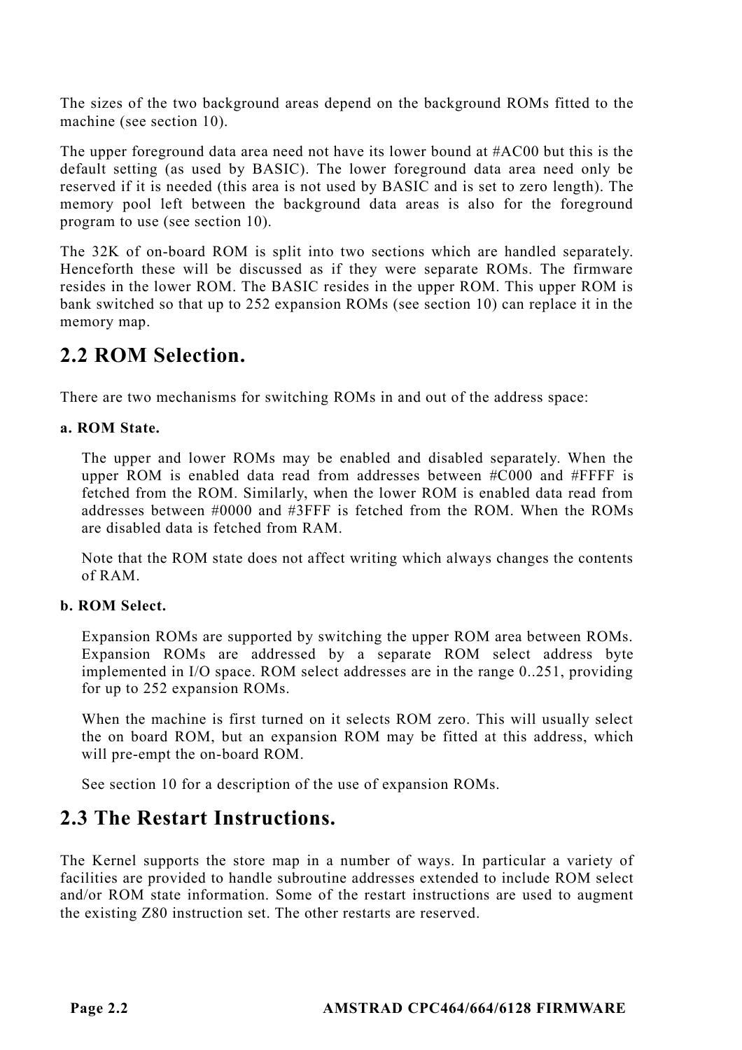The sizes of the two background areas depend on the background ROMs fitted to the machine (see section 10).

The upper foreground data area need not have its lower bound at #AC00 but this is the default setting (as used by BASIC). The lower foreground data area need only be reserved if it is needed (this area is not used by BASIC and is set to zero length). The memory pool left between the background data areas is also for the foreground program to use (see section 10).

The 32K of on-board ROM is split into two sections which are handled separately. Henceforth these will be discussed as if they were separate ROMs. The firmware resides in the lower ROM. The BASIC resides in the upper ROM. This upper ROM is bank switched so that up to 252 expansion ROMs (see section 10) can replace it in the memory map.

## 2.2 ROM Selection.

There are two mechanisms for switching ROMs in and out of the address space:

**a. ROM State.**

The upper and lower ROMs may be enabled and disabled separately. When the upper ROM is enabled data read from addresses between #C000 and #FFFF is fetched from the ROM. Similarly, when the lower ROM is enabled data read from addresses between #0000 and #3FFF is fetched from the ROM. When the ROMs are disabled data is fetched from RAM.

Note that the ROM state does not affect writing which always changes the contents of RAM.

**b. ROM Select.**

Expansion ROMs are supported by switching the upper ROM area between ROMs. Expansion ROMs are addressed by a separate ROM select address byte implemented in I/O space. ROM select addresses are in the range 0..251, providing for up to 252 expansion ROMs.

When the machine is first turned on it selects ROM zero. This will usually select the on board ROM, but an expansion ROM may be fitted at this address, which will pre-empt the on-board ROM.

See section 10 for a description of the use of expansion ROMs.

## 2.3 The Restart Instructions.

The Kernel supports the store map in a number of ways. In particular a variety of facilities are provided to handle subroutine addresses extended to include ROM select and/or ROM state information. Some of the restart instructions are used to augment the existing Z80 instruction set. The other restarts are reserved.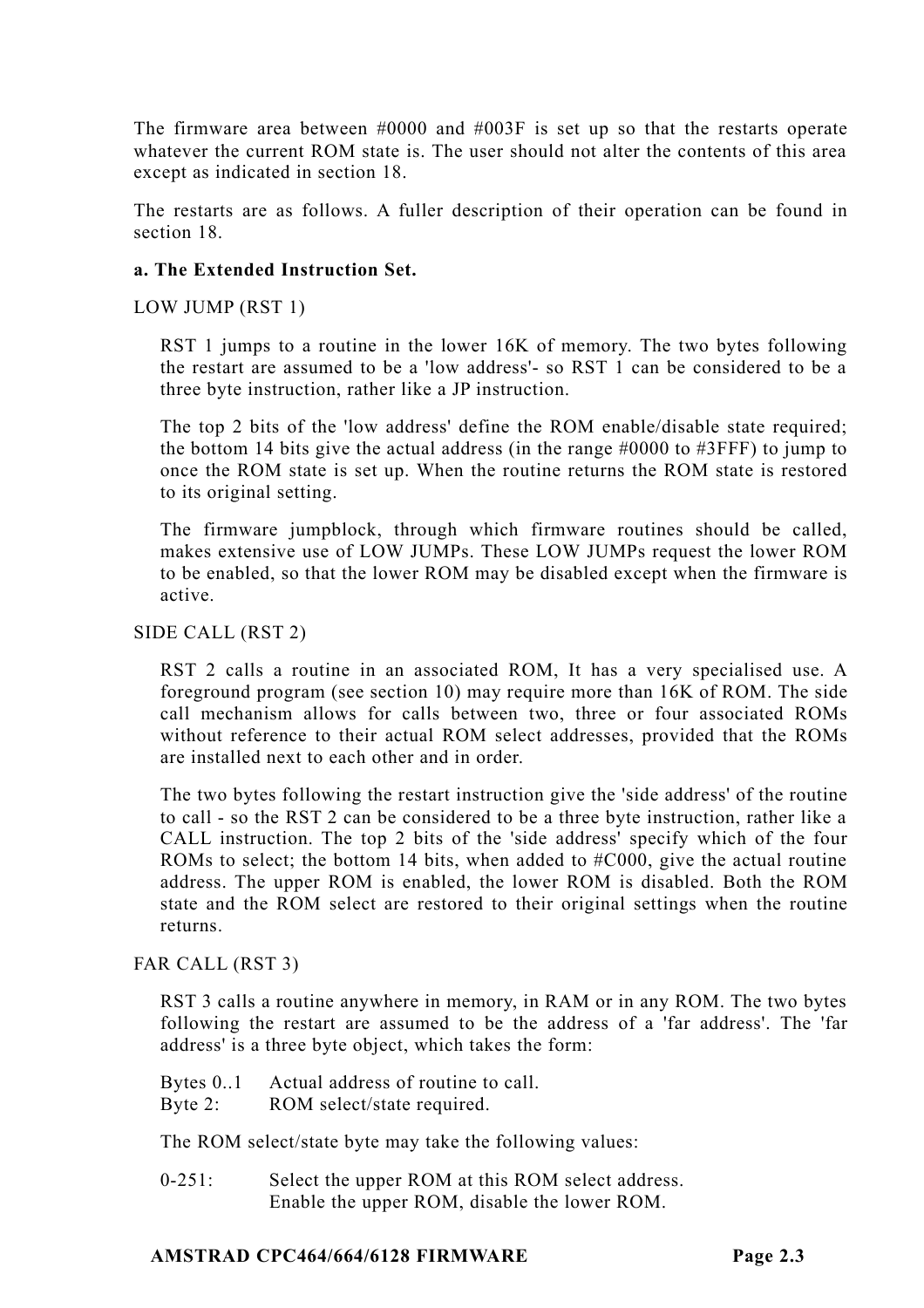The firmware area between #0000 and #003F is set up so that the restarts operate whatever the current ROM state is. The user should not alter the contents of this area except as indicated in section 18.

The restarts are as follows. A fuller description of their operation can be found in section 18.

**a. The Extended Instruction Set.**

LOW JUMP (RST 1)

> RST 1 jumps to a routine in the lower 16K of memory. The two bytes following the restart are assumed to be a 'low address'- so RST 1 can be considered to be a three byte instruction, rather like a JP instruction.
>
> The top 2 bits of the 'low address' define the ROM enable/disable state required; the bottom 14 bits give the actual address (in the range #0000 to #3FFF) to jump to once the ROM state is set up. When the routine returns the ROM state is restored to its original setting.
>
> The firmware jumpblock, through which firmware routines should be called, makes extensive use of LOW JUMPs. These LOW JUMPs request the lower ROM to be enabled, so that the lower ROM may be disabled except when the firmware is active.

SIDE CALL (RST 2)

> RST 2 calls a routine in an associated ROM, It has a very specialised use. A foreground program (see section 10) may require more than 16K of ROM. The side call mechanism allows for calls between two, three or four associated ROMs without reference to their actual ROM select addresses, provided that the ROMs are installed next to each other and in order.
>
> The two bytes following the restart instruction give the 'side address' of the routine to call - so the RST 2 can be considered to be a three byte instruction, rather like a CALL instruction. The top 2 bits of the 'side address' specify which of the four ROMs to select; the bottom 14 bits, when added to #C000, give the actual routine address. The upper ROM is enabled, the lower ROM is disabled. Both the ROM state and the ROM select are restored to their original settings when the routine returns.

FAR CALL (RST 3)

> RST 3 calls a routine anywhere in memory, in RAM or in any ROM. The two bytes following the restart are assumed to be the address of a 'far address'. The 'far address' is a three byte object, which takes the form:
>
> Bytes 0..1 Actual address of routine to call.
> Byte 2: ROM select/state required.
>
> The ROM select/state byte may take the following values:
>
> 0-251: Select the upper ROM at this ROM select address.
> Enable the upper ROM, disable the lower ROM.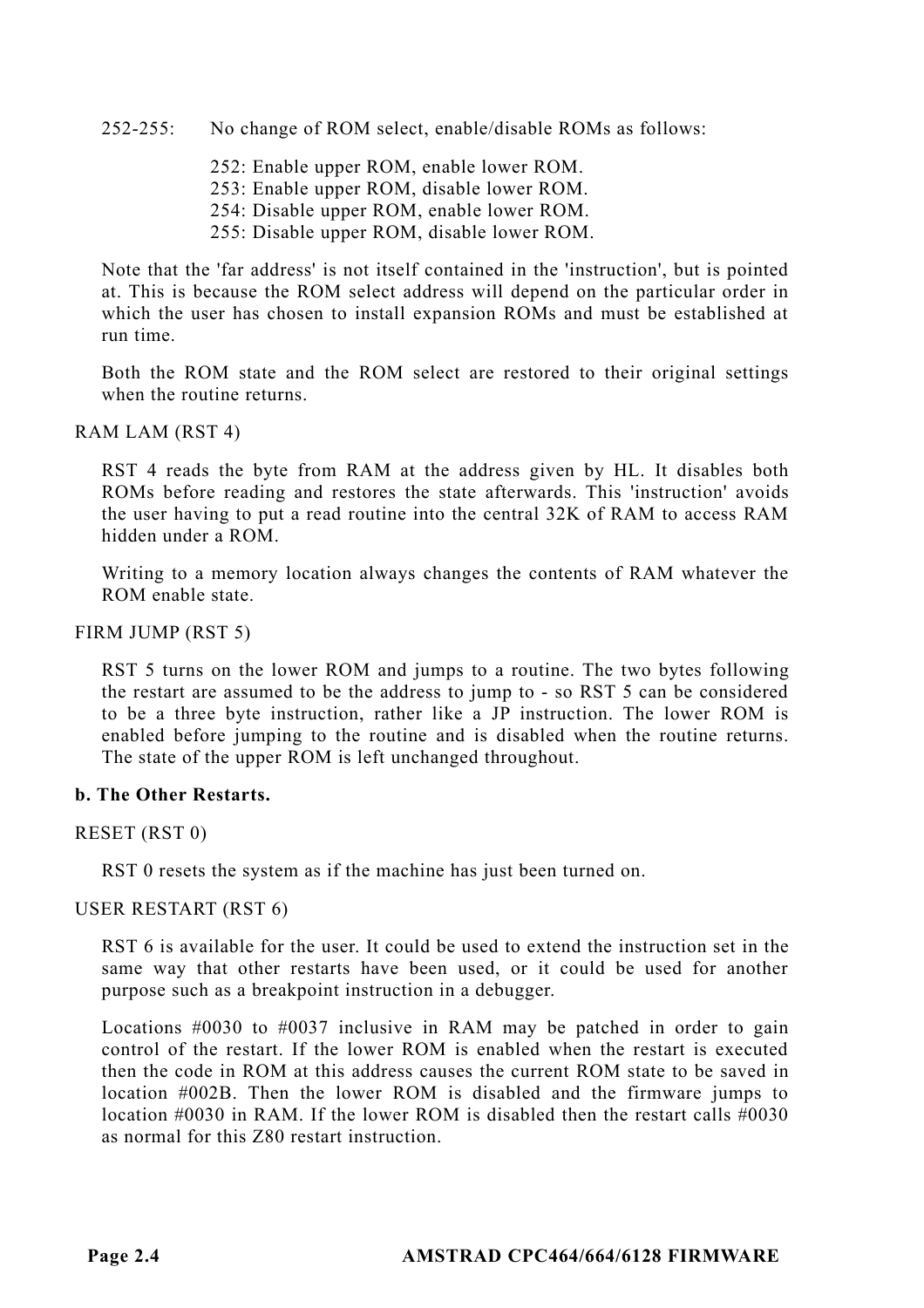252-255: No change of ROM select, enable/disable ROMs as follows:

252: Enable upper ROM, enable lower ROM.
253: Enable upper ROM, disable lower ROM.
254: Disable upper ROM, enable lower ROM.
255: Disable upper ROM, disable lower ROM.

Note that the 'far address' is not itself contained in the 'instruction', but is pointed at. This is because the ROM select address will depend on the particular order in which the user has chosen to install expansion ROMs and must be established at run time.

Both the ROM state and the ROM select are restored to their original settings when the routine returns.

RAM LAM (RST 4)

RST 4 reads the byte from RAM at the address given by HL. It disables both ROMs before reading and restores the state afterwards. This 'instruction' avoids the user having to put a read routine into the central 32K of RAM to access RAM hidden under a ROM.

Writing to a memory location always changes the contents of RAM whatever the ROM enable state.

FIRM JUMP (RST 5)

RST 5 turns on the lower ROM and jumps to a routine. The two bytes following the restart are assumed to be the address to jump to - so RST 5 can be considered to be a three byte instruction, rather like a JP instruction. The lower ROM is enabled before jumping to the routine and is disabled when the routine returns. The state of the upper ROM is left unchanged throughout.

**b. The Other Restarts.**

RESET (RST 0)

RST 0 resets the system as if the machine has just been turned on.

USER RESTART (RST 6)

RST 6 is available for the user. It could be used to extend the instruction set in the same way that other restarts have been used, or it could be used for another purpose such as a breakpoint instruction in a debugger.

Locations #0030 to #0037 inclusive in RAM may be patched in order to gain control of the restart. If the lower ROM is enabled when the restart is executed then the code in ROM at this address causes the current ROM state to be saved in location #002B. Then the lower ROM is disabled and the firmware jumps to location #0030 in RAM. If the lower ROM is disabled then the restart calls #0030 as normal for this Z80 restart instruction.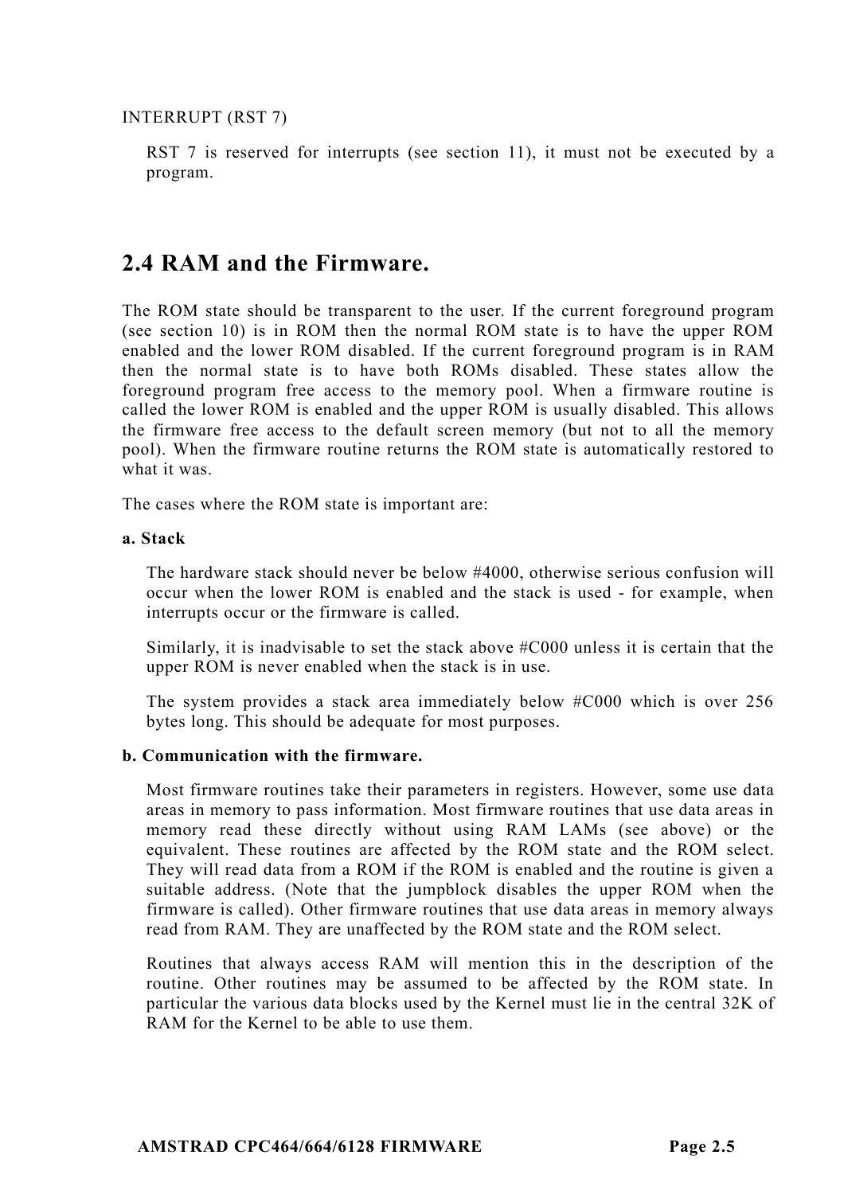INTERRUPT (RST 7)

RST 7 is reserved for interrupts (see section 11), it must not be executed by a program.

## 2.4 RAM and the Firmware.

The ROM state should be transparent to the user. If the current foreground program (see section 10) is in ROM then the normal ROM state is to have the upper ROM enabled and the lower ROM disabled. If the current foreground program is in RAM then the normal state is to have both ROMs disabled. These states allow the foreground program free access to the memory pool. When a firmware routine is called the lower ROM is enabled and the upper ROM is usually disabled. This allows the firmware free access to the default screen memory (but not to all the memory pool). When the firmware routine returns the ROM state is automatically restored to what it was.

The cases where the ROM state is important are:

**a. Stack**

The hardware stack should never be below #4000, otherwise serious confusion will occur when the lower ROM is enabled and the stack is used - for example, when interrupts occur or the firmware is called.

Similarly, it is inadvisable to set the stack above #C000 unless it is certain that the upper ROM is never enabled when the stack is in use.

The system provides a stack area immediately below #C000 which is over 256 bytes long. This should be adequate for most purposes.

**b. Communication with the firmware.**

Most firmware routines take their parameters in registers. However, some use data areas in memory to pass information. Most firmware routines that use data areas in memory read these directly without using RAM LAMs (see above) or the equivalent. These routines are affected by the ROM state and the ROM select. They will read data from a ROM if the ROM is enabled and the routine is given a suitable address. (Note that the jumpblock disables the upper ROM when the firmware is called). Other firmware routines that use data areas in memory always read from RAM. They are unaffected by the ROM state and the ROM select.

Routines that always access RAM will mention this in the description of the routine. Other routines may be assumed to be affected by the ROM state. In particular the various data blocks used by the Kernel must lie in the central 32K of RAM for the Kernel to be able to use them.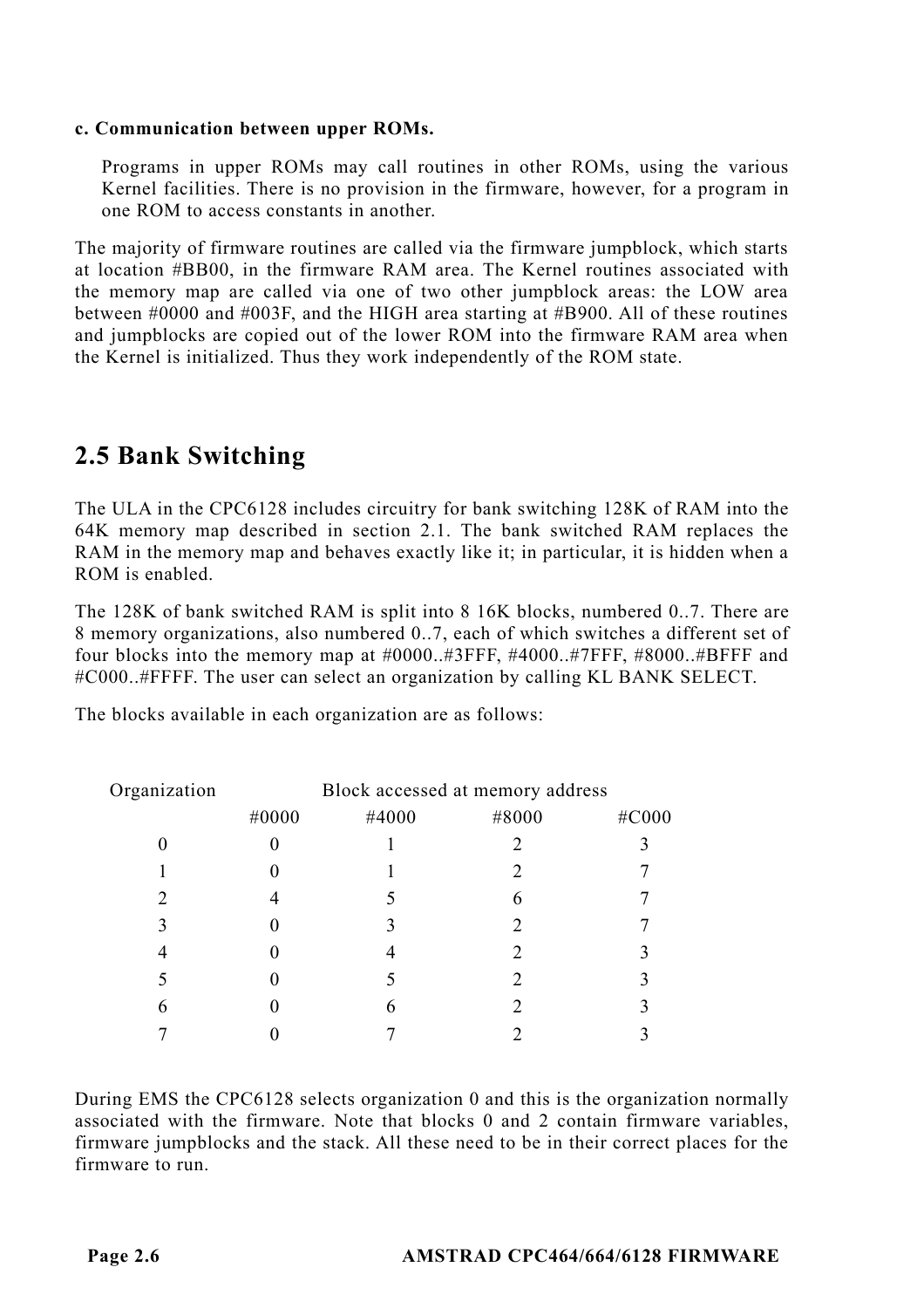**c. Communication between upper ROMs.**

Programs in upper ROMs may call routines in other ROMs, using the various Kernel facilities. There is no provision in the firmware, however, for a program in one ROM to access constants in another.

The majority of firmware routines are called via the firmware jumpblock, which starts at location #BB00, in the firmware RAM area. The Kernel routines associated with the memory map are called via one of two other jumpblock areas: the LOW area between #0000 and #003F, and the HIGH area starting at #B900. All of these routines and jumpblocks are copied out of the lower ROM into the firmware RAM area when the Kernel is initialized. Thus they work independently of the ROM state.

## 2.5 Bank Switching

The ULA in the CPC6128 includes circuitry for bank switching 128K of RAM into the 64K memory map described in section 2.1. The bank switched RAM replaces the RAM in the memory map and behaves exactly like it; in particular, it is hidden when a ROM is enabled.

The 128K of bank switched RAM is split into 8 16K blocks, numbered 0..7. There are 8 memory organizations, also numbered 0..7, each of which switches a different set of four blocks into the memory map at #0000..#3FFF, #4000..#7FFF, #8000..#BFFF and #C000..#FFFF. The user can select an organization by calling KL BANK SELECT.

The blocks available in each organization are as follows:

| Organization | Block accessed at memory address | | | |
|---|---|---|---|---|
| | #0000 | #4000 | #8000 | #C000 |
| 0 | 0 | 1 | 2 | 3 |
| 1 | 0 | 1 | 2 | 7 |
| 2 | 4 | 5 | 6 | 7 |
| 3 | 0 | 3 | 2 | 7 |
| 4 | 0 | 4 | 2 | 3 |
| 5 | 0 | 5 | 2 | 3 |
| 6 | 0 | 6 | 2 | 3 |
| 7 | 0 | 7 | 2 | 3 |

During EMS the CPC6128 selects organization 0 and this is the organization normally associated with the firmware. Note that blocks 0 and 2 contain firmware variables, firmware jumpblocks and the stack. All these need to be in their correct places for the firmware to run.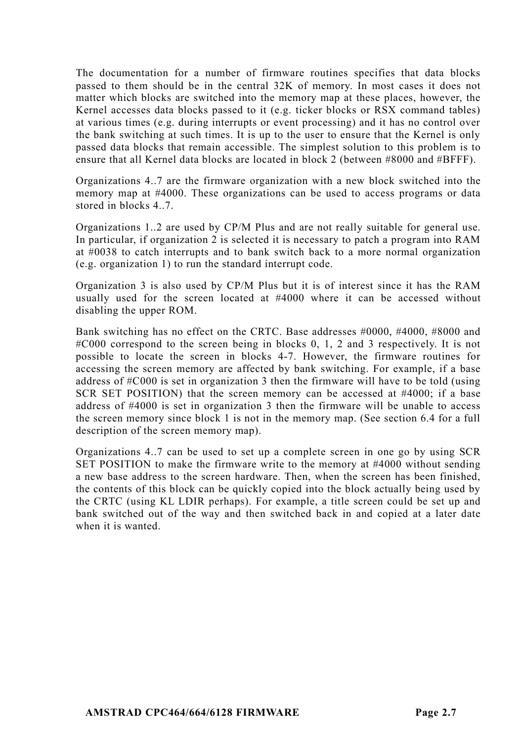The documentation for a number of firmware routines specifies that data blocks passed to them should be in the central 32K of memory. In most cases it does not matter which blocks are switched into the memory map at these places, however, the Kernel accesses data blocks passed to it (e.g. ticker blocks or RSX command tables) at various times (e.g. during interrupts or event processing) and it has no control over the bank switching at such times. It is up to the user to ensure that the Kernel is only passed data blocks that remain accessible. The simplest solution to this problem is to ensure that all Kernel data blocks are located in block 2 (between #8000 and #BFFF).

Organizations 4..7 are the firmware organization with a new block switched into the memory map at #4000. These organizations can be used to access programs or data stored in blocks 4..7.

Organizations 1..2 are used by CP/M Plus and are not really suitable for general use. In particular, if organization 2 is selected it is necessary to patch a program into RAM at #0038 to catch interrupts and to bank switch back to a more normal organization (e.g. organization 1) to run the standard interrupt code.

Organization 3 is also used by CP/M Plus but it is of interest since it has the RAM usually used for the screen located at #4000 where it can be accessed without disabling the upper ROM.

Bank switching has no effect on the CRTC. Base addresses #0000, #4000, #8000 and #C000 correspond to the screen being in blocks 0, 1, 2 and 3 respectively. It is not possible to locate the screen in blocks 4-7. However, the firmware routines for accessing the screen memory are affected by bank switching. For example, if a base address of #C000 is set in organization 3 then the firmware will have to be told (using SCR SET POSITION) that the screen memory can be accessed at #4000; if a base address of #4000 is set in organization 3 then the firmware will be unable to access the screen memory since block 1 is not in the memory map. (See section 6.4 for a full description of the screen memory map).

Organizations 4..7 can be used to set up a complete screen in one go by using SCR SET POSITION to make the firmware write to the memory at #4000 without sending a new base address to the screen hardware. Then, when the screen has been finished, the contents of this block can be quickly copied into the block actually being used by the CRTC (using KL LDIR perhaps). For example, a title screen could be set up and bank switched out of the way and then switched back in and copied at a later date when it is wanted.